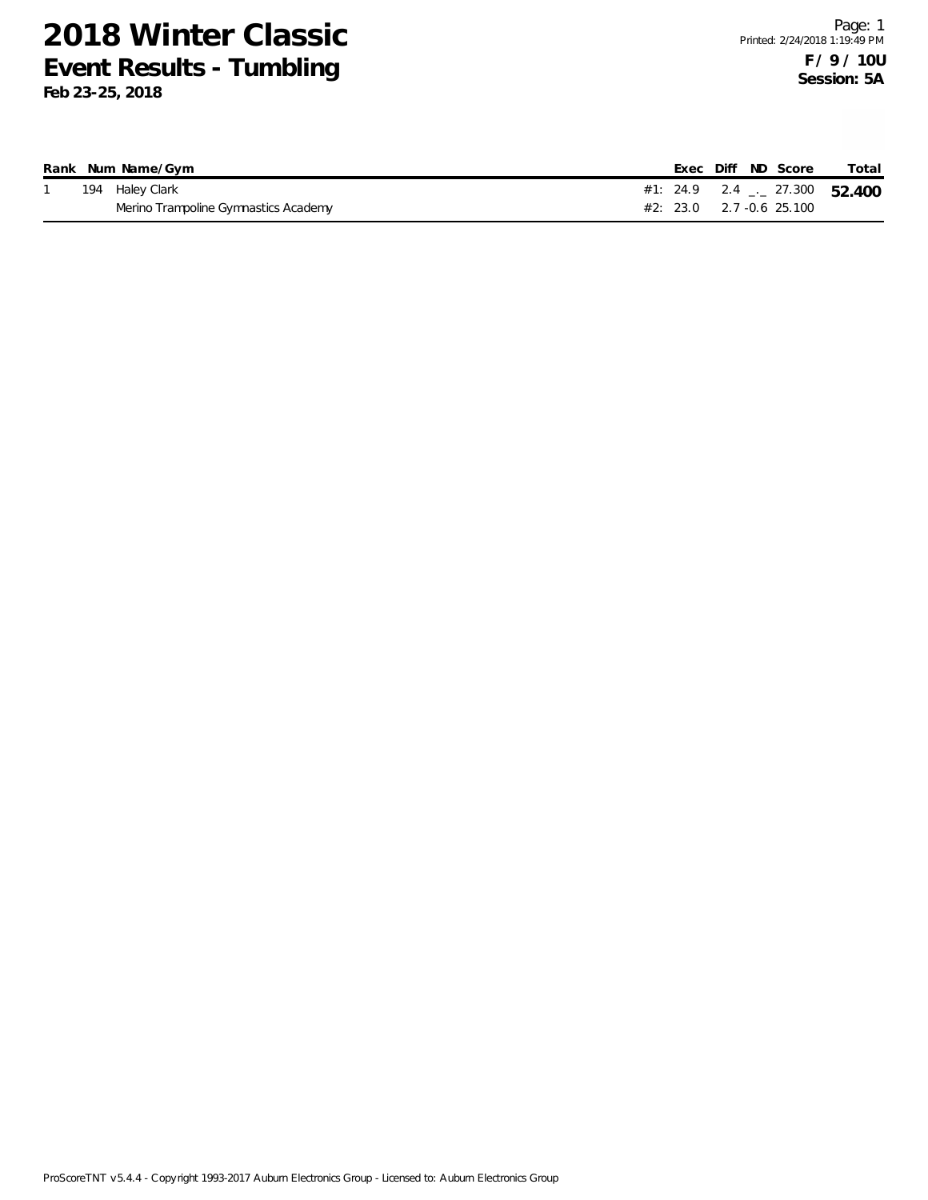# 2018 Winter Classic

## Event Results - Tumbling

**Feb 23-25, 2018**

Page: 1
Printed: 2/24/2018 1:19:49 PM

**F / 9 / 10U**
**Session: 5A**

| Rank | Num | Name/Gym | | Exec | Diff | ND | Score | Total |
|---|---|---|---|---|---|---|---|---|
| 1 | 194 | Haley Clark | #1: | 24.9 | 2.4 | _._ | 27.300 | **52.400** |
| | | Merino Trampoline Gymnastics Academy | #2: | 23.0 | 2.7 | -0.6 | 25.100 | |

ProScoreTNT v5.4.4 - Copyright 1993-2017 Auburn Electronics Group - Licensed to: Auburn Electronics Group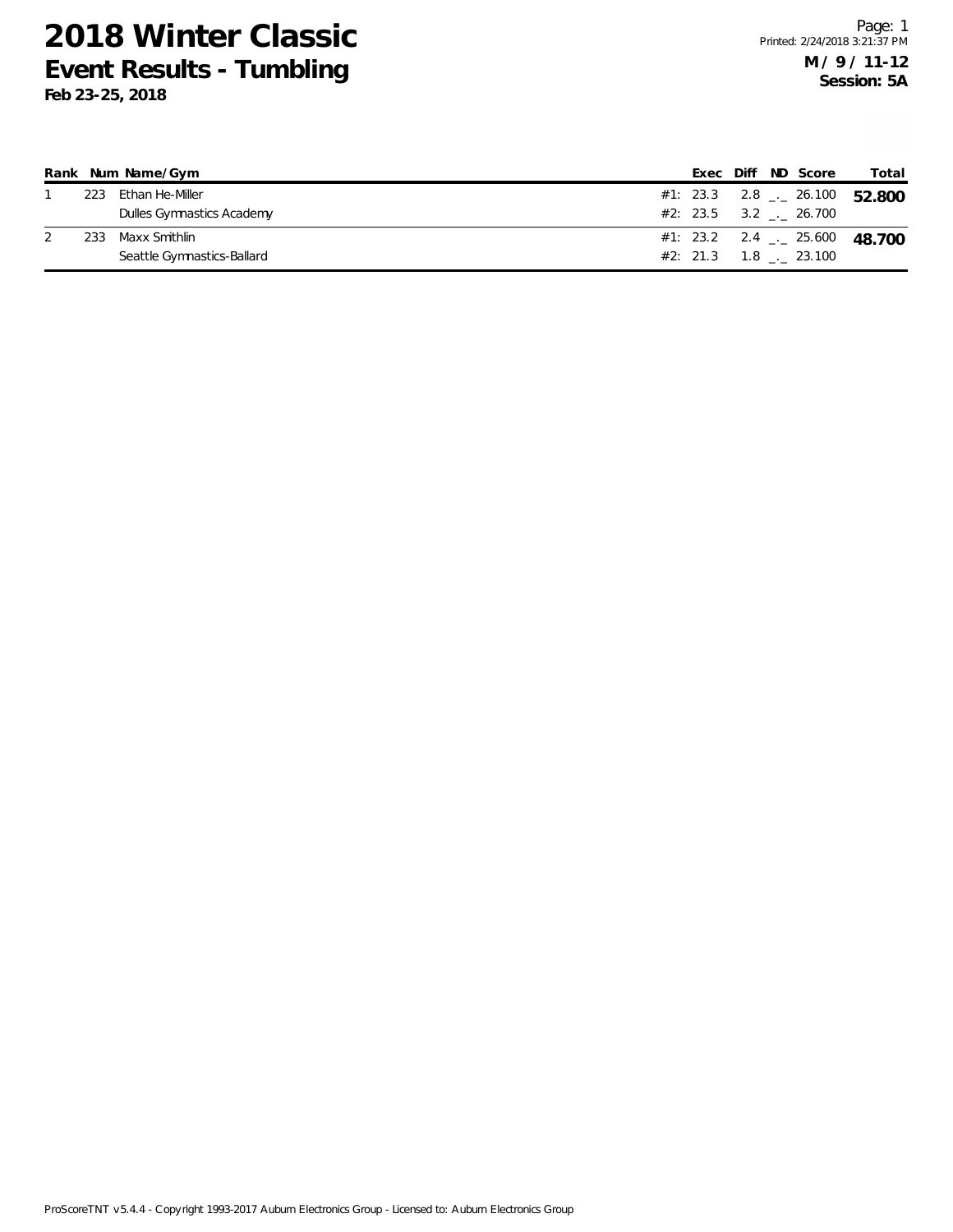# 2018 Winter Classic

## Event Results - Tumbling

**Feb 23-25, 2018**

**M / 9 / 11-12**
**Session: 5A**

| Rank | Num | Name/Gym | | Exec | Diff | ND | Score | Total |
|---|---|---|---|---|---|---|---|---|
| 1 | 223 | Ethan He-Miller | #1: | 23.3 | 2.8 | _._ | 26.100 | **52.800** |
| | | Dulles Gymnastics Academy | #2: | 23.5 | 3.2 | _._ | 26.700 | |
| 2 | 233 | Maxx Smithlin | #1: | 23.2 | 2.4 | _._ | 25.600 | **48.700** |
| | | Seattle Gymnastics-Ballard | #2: | 21.3 | 1.8 | _._ | 23.100 | |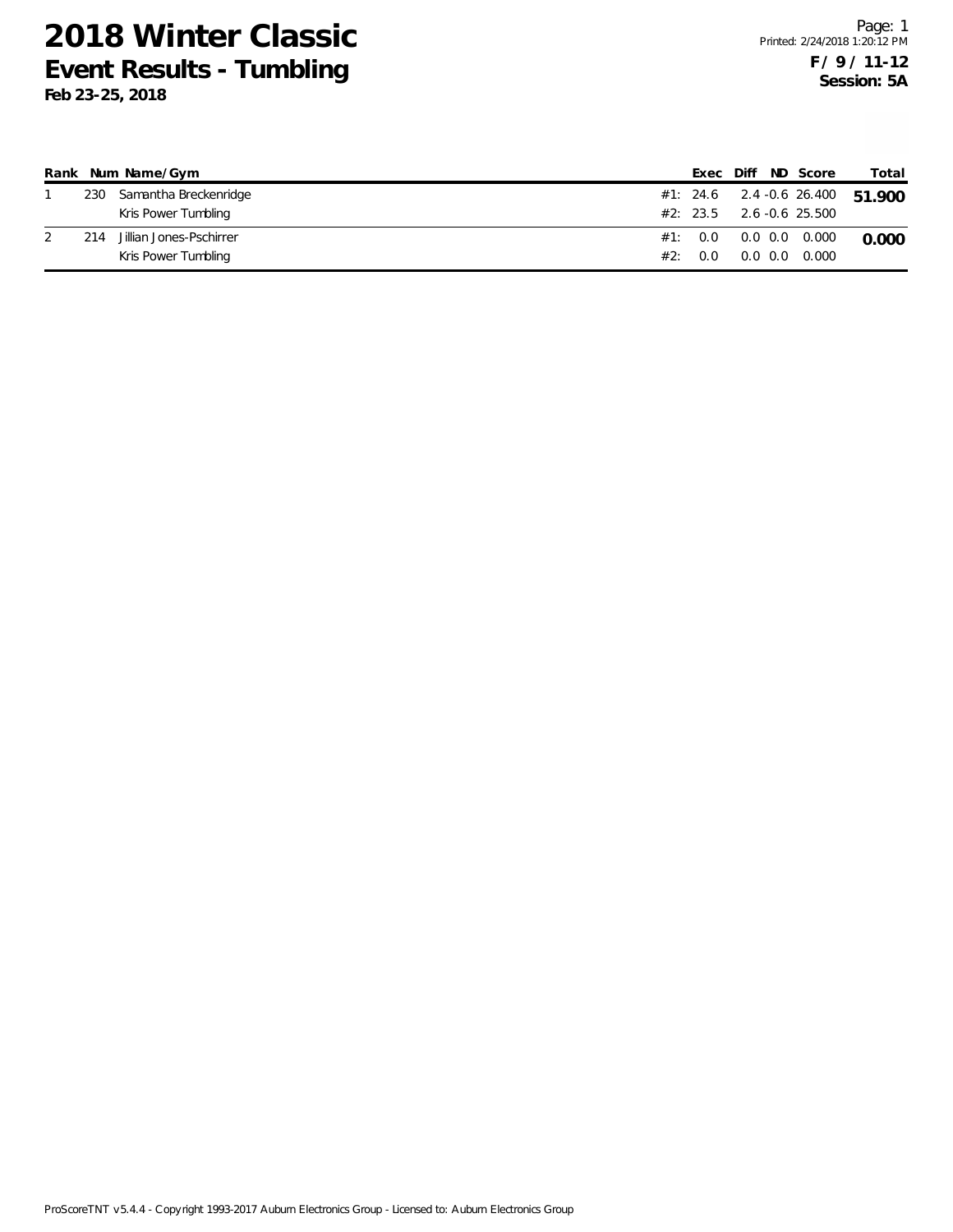# 2018 Winter Classic
## Event Results - Tumbling
**Feb 23-25, 2018**

**F / 9 / 11-12**
**Session: 5A**

| Rank | Num | Name/Gym | | Exec | Diff | ND | Score | Total |
|---|---|---|---|---|---|---|---|---|
| 1 | 230 | Samantha Breckenridge | #1: | 24.6 | 2.4 | -0.6 | 26.400 | **51.900** |
| | | Kris Power Tumbling | #2: | 23.5 | 2.6 | -0.6 | 25.500 | |
| 2 | 214 | Jillian Jones-Pschirrer | #1: | 0.0 | 0.0 | 0.0 | 0.000 | **0.000** |
| | | Kris Power Tumbling | #2: | 0.0 | 0.0 | 0.0 | 0.000 | |

ProScoreTNT v5.4.4 - Copyright 1993-2017 Auburn Electronics Group - Licensed to: Auburn Electronics Group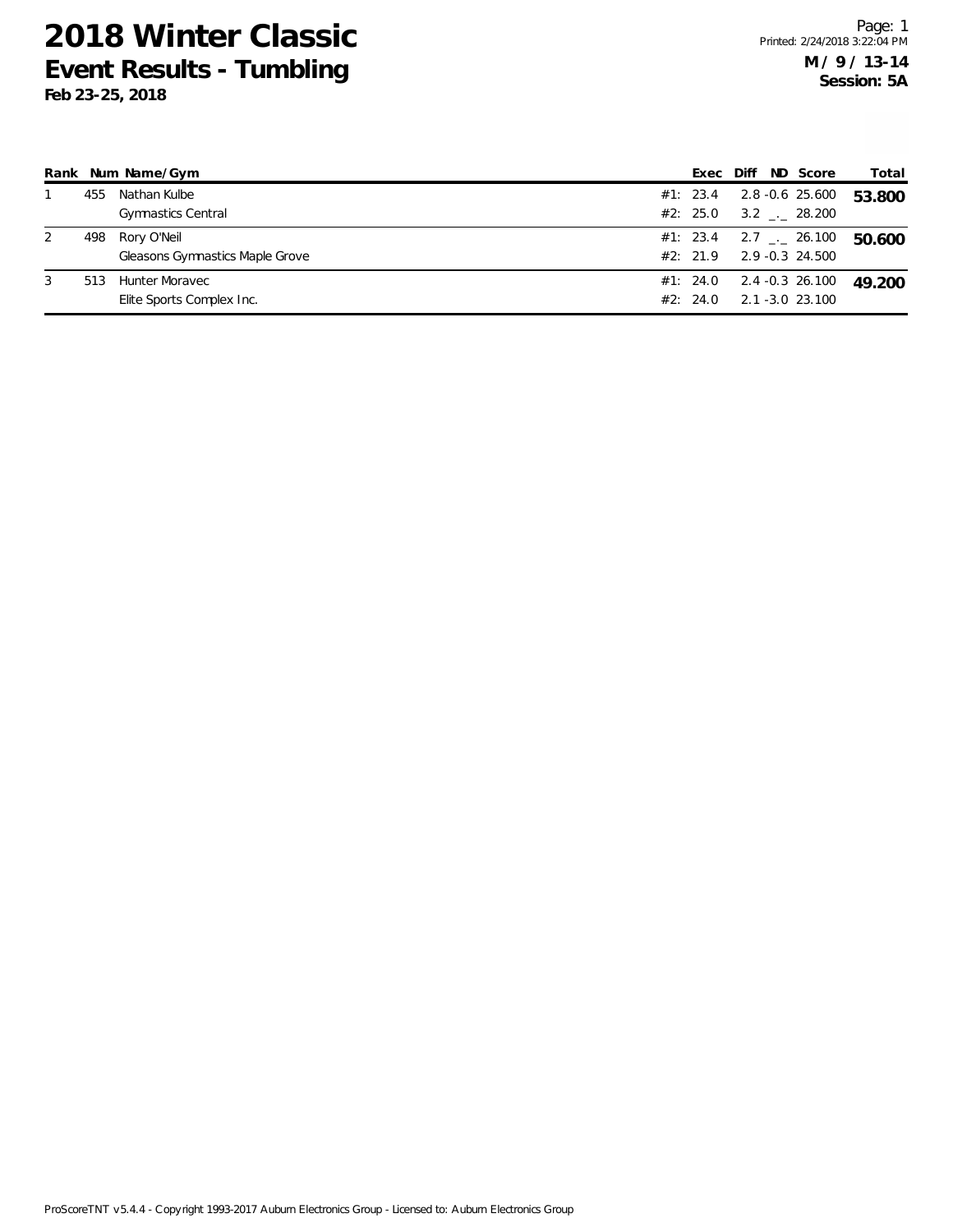# 2018 Winter Classic
## Event Results - Tumbling
**Feb 23-25, 2018**

**M / 9 / 13-14**
**Session: 5A**

| Rank | Num | Name/Gym | | Exec | Diff | ND | Score | Total |
|---|---|---|---|---|---|---|---|---|
| 1 | 455 | Nathan Kulbe | #1: | 23.4 | 2.8 | -0.6 | 25.600 | **53.800** |
| | | Gymnastics Central | #2: | 25.0 | 3.2 | _._ | 28.200 | |
| 2 | 498 | Rory O'Neil | #1: | 23.4 | 2.7 | _._ | 26.100 | **50.600** |
| | | Gleasons Gymnastics Maple Grove | #2: | 21.9 | 2.9 | -0.3 | 24.500 | |
| 3 | 513 | Hunter Moravec | #1: | 24.0 | 2.4 | -0.3 | 26.100 | **49.200** |
| | | Elite Sports Complex Inc. | #2: | 24.0 | 2.1 | -3.0 | 23.100 | |

ProScoreTNT v5.4.4 - Copyright 1993-2017 Auburn Electronics Group - Licensed to: Auburn Electronics Group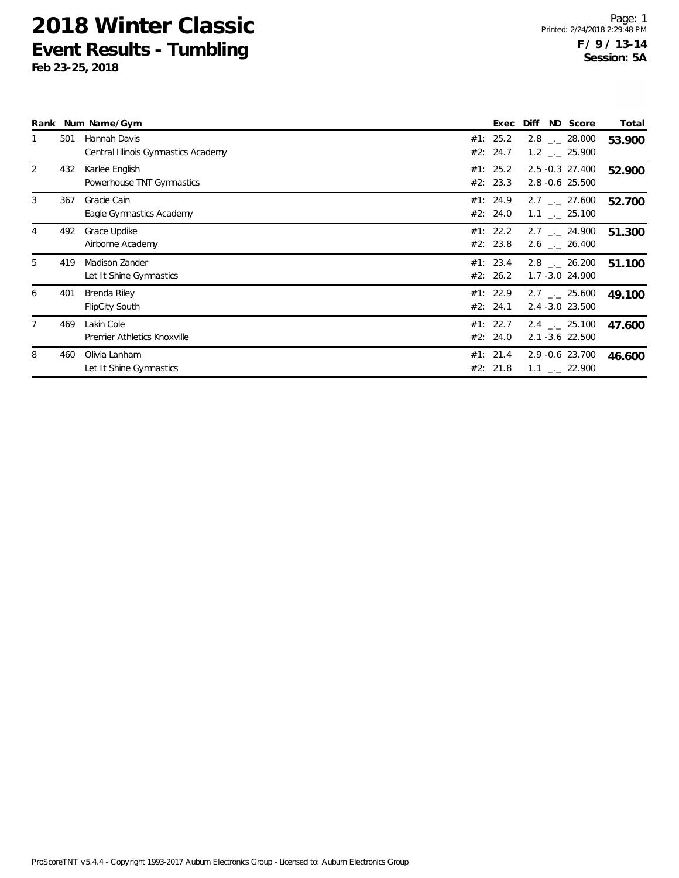# 2018 Winter Classic

## Event Results - Tumbling

**Feb 23-25, 2018**

Page: 1
Printed: 2/24/2018 2:29:48 PM

**F / 9 / 13-14**
**Session: 5A**

| Rank | Num | Name/Gym | Exec | Diff | ND | Score | Total |
|---|---|---|---|---|---|---|---|
| 1 | 501 | Hannah Davis | #1: 25.2 | 2.8 | _._ | 28.000 | **53.900** |
| | | Central Illinois Gymnastics Academy | #2: 24.7 | 1.2 | _._ | 25.900 | |
| 2 | 432 | Karlee English | #1: 25.2 | 2.5 | -0.3 | 27.400 | **52.900** |
| | | Powerhouse TNT Gymnastics | #2: 23.3 | 2.8 | -0.6 | 25.500 | |
| 3 | 367 | Gracie Cain | #1: 24.9 | 2.7 | _._ | 27.600 | **52.700** |
| | | Eagle Gymnastics Academy | #2: 24.0 | 1.1 | _._ | 25.100 | |
| 4 | 492 | Grace Updike | #1: 22.2 | 2.7 | _._ | 24.900 | **51.300** |
| | | Airborne Academy | #2: 23.8 | 2.6 | _._ | 26.400 | |
| 5 | 419 | Madison Zander | #1: 23.4 | 2.8 | _._ | 26.200 | **51.100** |
| | | Let It Shine Gymnastics | #2: 26.2 | 1.7 | -3.0 | 24.900 | |
| 6 | 401 | Brenda Riley | #1: 22.9 | 2.7 | _._ | 25.600 | **49.100** |
| | | FlipCity South | #2: 24.1 | 2.4 | -3.0 | 23.500 | |
| 7 | 469 | Lakin Cole | #1: 22.7 | 2.4 | _._ | 25.100 | **47.600** |
| | | Premier Athletics Knoxville | #2: 24.0 | 2.1 | -3.6 | 22.500 | |
| 8 | 460 | Olivia Lanham | #1: 21.4 | 2.9 | -0.6 | 23.700 | **46.600** |
| | | Let It Shine Gymnastics | #2: 21.8 | 1.1 | _._ | 22.900 | |

ProScoreTNT v5.4.4 - Copyright 1993-2017 Auburn Electronics Group - Licensed to: Auburn Electronics Group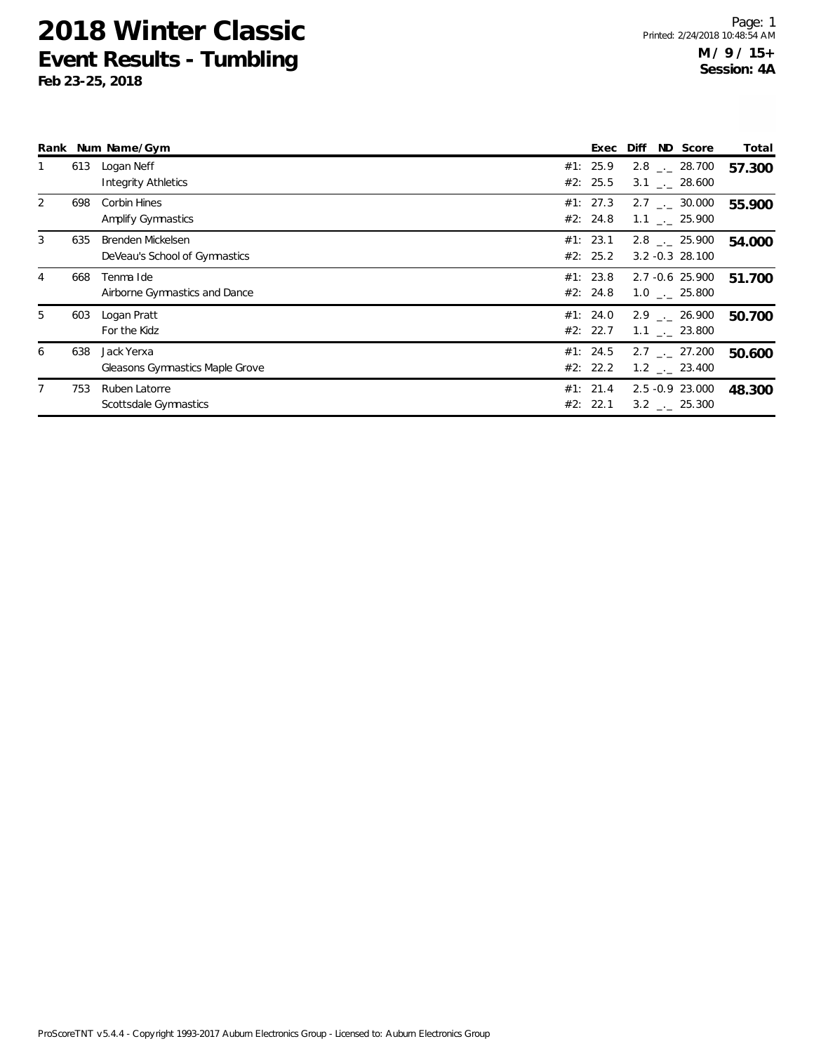# 2018 Winter Classic

## Event Results - Tumbling

**Feb 23-25, 2018**

**M / 9 / 15+**
**Session: 4A**

| Rank | Num | Name/Gym | | Exec | Diff | ND | Score | Total |
|---|---|---|---|---|---|---|---|---|
| 1 | 613 | Logan Neff | #1: | 25.9 | 2.8 | _._ | 28.700 | **57.300** |
| | | Integrity Athletics | #2: | 25.5 | 3.1 | _._ | 28.600 | |
| 2 | 698 | Corbin Hines | #1: | 27.3 | 2.7 | _._ | 30.000 | **55.900** |
| | | Amplify Gymnastics | #2: | 24.8 | 1.1 | _._ | 25.900 | |
| 3 | 635 | Brenden Mickelsen | #1: | 23.1 | 2.8 | _._ | 25.900 | **54.000** |
| | | DeVeau's School of Gymnastics | #2: | 25.2 | 3.2 | -0.3 | 28.100 | |
| 4 | 668 | Tenma Ide | #1: | 23.8 | 2.7 | -0.6 | 25.900 | **51.700** |
| | | Airborne Gymnastics and Dance | #2: | 24.8 | 1.0 | _._ | 25.800 | |
| 5 | 603 | Logan Pratt | #1: | 24.0 | 2.9 | _._ | 26.900 | **50.700** |
| | | For the Kidz | #2: | 22.7 | 1.1 | _._ | 23.800 | |
| 6 | 638 | Jack Yerxa | #1: | 24.5 | 2.7 | _._ | 27.200 | **50.600** |
| | | Gleasons Gymnastics Maple Grove | #2: | 22.2 | 1.2 | _._ | 23.400 | |
| 7 | 753 | Ruben Latorre | #1: | 21.4 | 2.5 | -0.9 | 23.000 | **48.300** |
| | | Scottsdale Gymnastics | #2: | 22.1 | 3.2 | _._ | 25.300 | |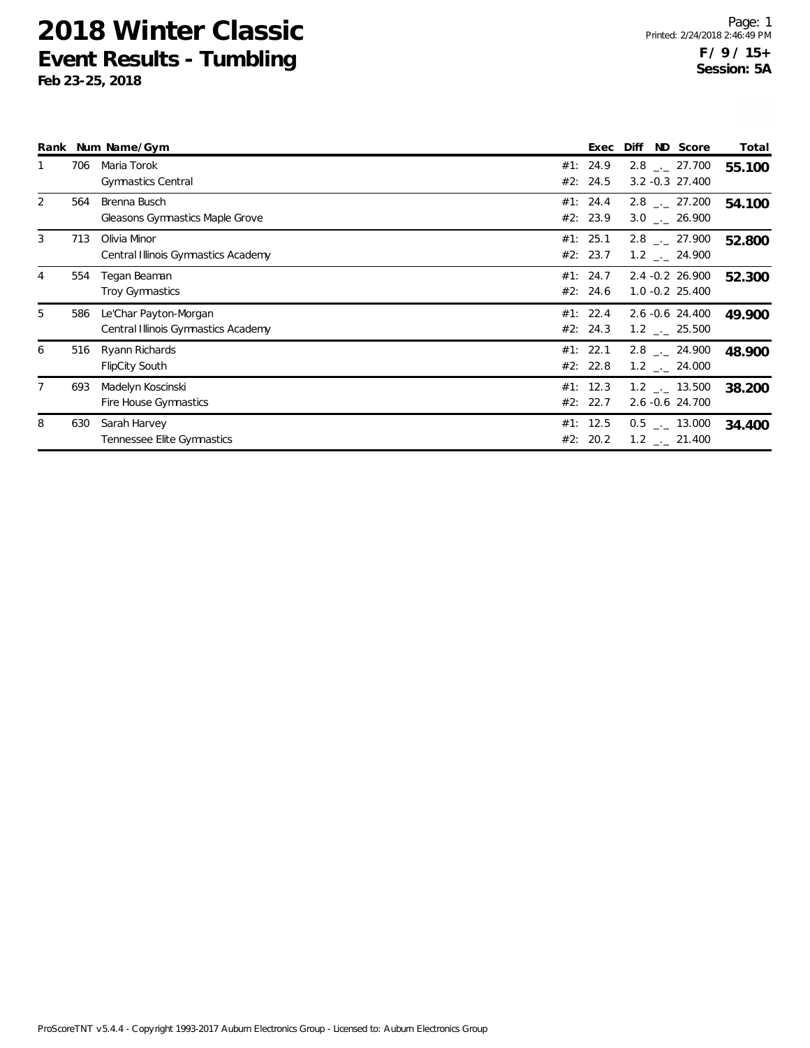# 2018 Winter Classic

## Event Results - Tumbling

**Feb 23-25, 2018**

Page: 1
Printed: 2/24/2018 2:46:49 PM

**F / 9 / 15+**
**Session: 5A**

| Rank | Num | Name/Gym | | Exec | Diff | ND | Score | Total |
|---|---|---|---|---|---|---|---|---|
| 1 | 706 | Maria Torok | #1: | 24.9 | 2.8 | _._ | 27.700 | **55.100** |
| | | Gymnastics Central | #2: | 24.5 | 3.2 | -0.3 | 27.400 | |
| 2 | 564 | Brenna Busch | #1: | 24.4 | 2.8 | _._ | 27.200 | **54.100** |
| | | Gleasons Gymnastics Maple Grove | #2: | 23.9 | 3.0 | _._ | 26.900 | |
| 3 | 713 | Olivia Minor | #1: | 25.1 | 2.8 | _._ | 27.900 | **52.800** |
| | | Central Illinois Gymnastics Academy | #2: | 23.7 | 1.2 | _._ | 24.900 | |
| 4 | 554 | Tegan Beaman | #1: | 24.7 | 2.4 | -0.2 | 26.900 | **52.300** |
| | | Troy Gymnastics | #2: | 24.6 | 1.0 | -0.2 | 25.400 | |
| 5 | 586 | Le'Char Payton-Morgan | #1: | 22.4 | 2.6 | -0.6 | 24.400 | **49.900** |
| | | Central Illinois Gymnastics Academy | #2: | 24.3 | 1.2 | _._ | 25.500 | |
| 6 | 516 | Ryann Richards | #1: | 22.1 | 2.8 | _._ | 24.900 | **48.900** |
| | | FlipCity South | #2: | 22.8 | 1.2 | _._ | 24.000 | |
| 7 | 693 | Madelyn Koscinski | #1: | 12.3 | 1.2 | _._ | 13.500 | **38.200** |
| | | Fire House Gymnastics | #2: | 22.7 | 2.6 | -0.6 | 24.700 | |
| 8 | 630 | Sarah Harvey | #1: | 12.5 | 0.5 | _._ | 13.000 | **34.400** |
| | | Tennessee Elite Gymnastics | #2: | 20.2 | 1.2 | _._ | 21.400 | |

ProScoreTNT v5.4.4 - Copyright 1993-2017 Auburn Electronics Group - Licensed to: Auburn Electronics Group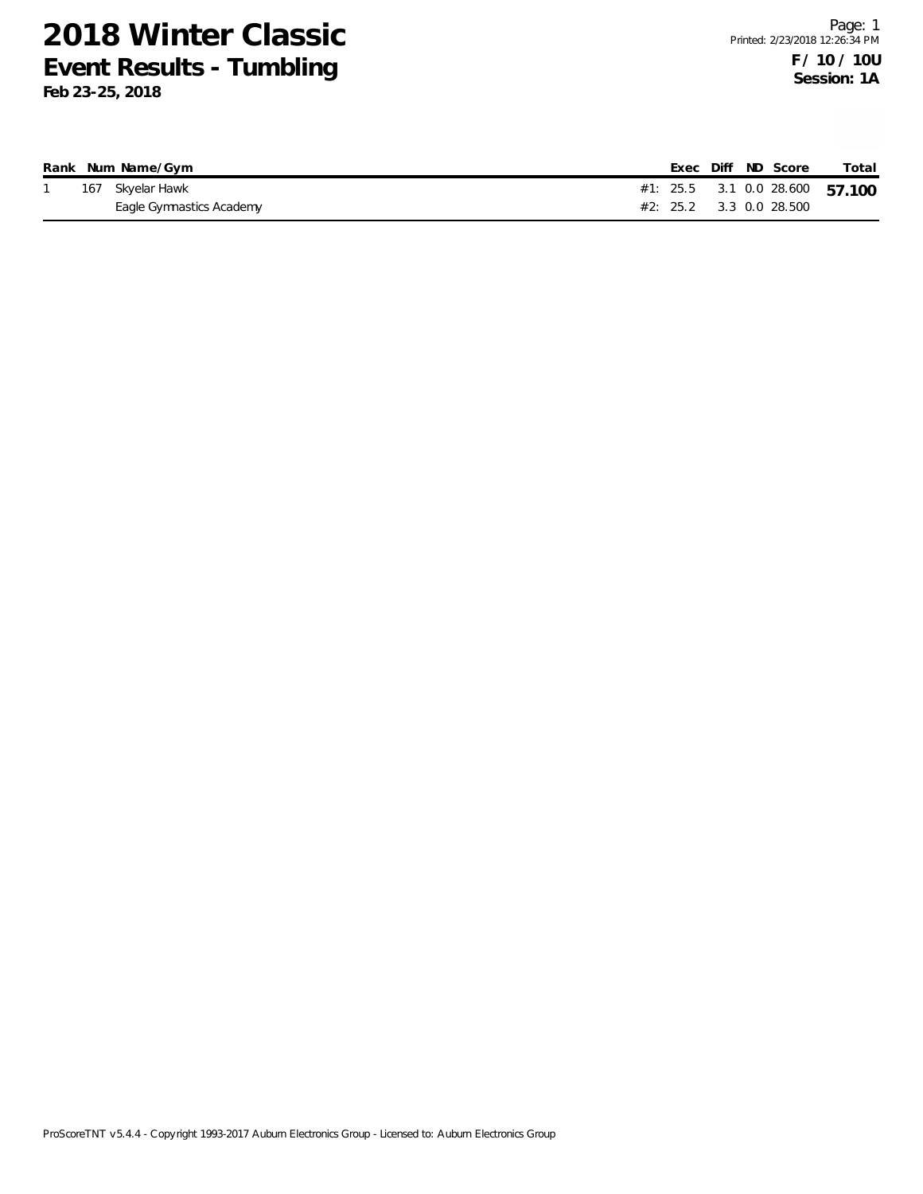# 2018 Winter Classic

## Event Results - Tumbling

**Feb 23-25, 2018**

Page: 1
Printed: 2/23/2018 12:26:34 PM

**F / 10 / 10U**
**Session: 1A**

| Rank | Num | Name/Gym | | Exec | Diff | ND | Score | Total |
|---|---|---|---|---|---|---|---|---|
| 1 | 167 | Skyelar Hawk | #1: | 25.5 | 3.1 | 0.0 | 28.600 | **57.100** |
| | | Eagle Gymnastics Academy | #2: | 25.2 | 3.3 | 0.0 | 28.500 | |

ProScoreTNT v5.4.4 - Copyright 1993-2017 Auburn Electronics Group - Licensed to: Auburn Electronics Group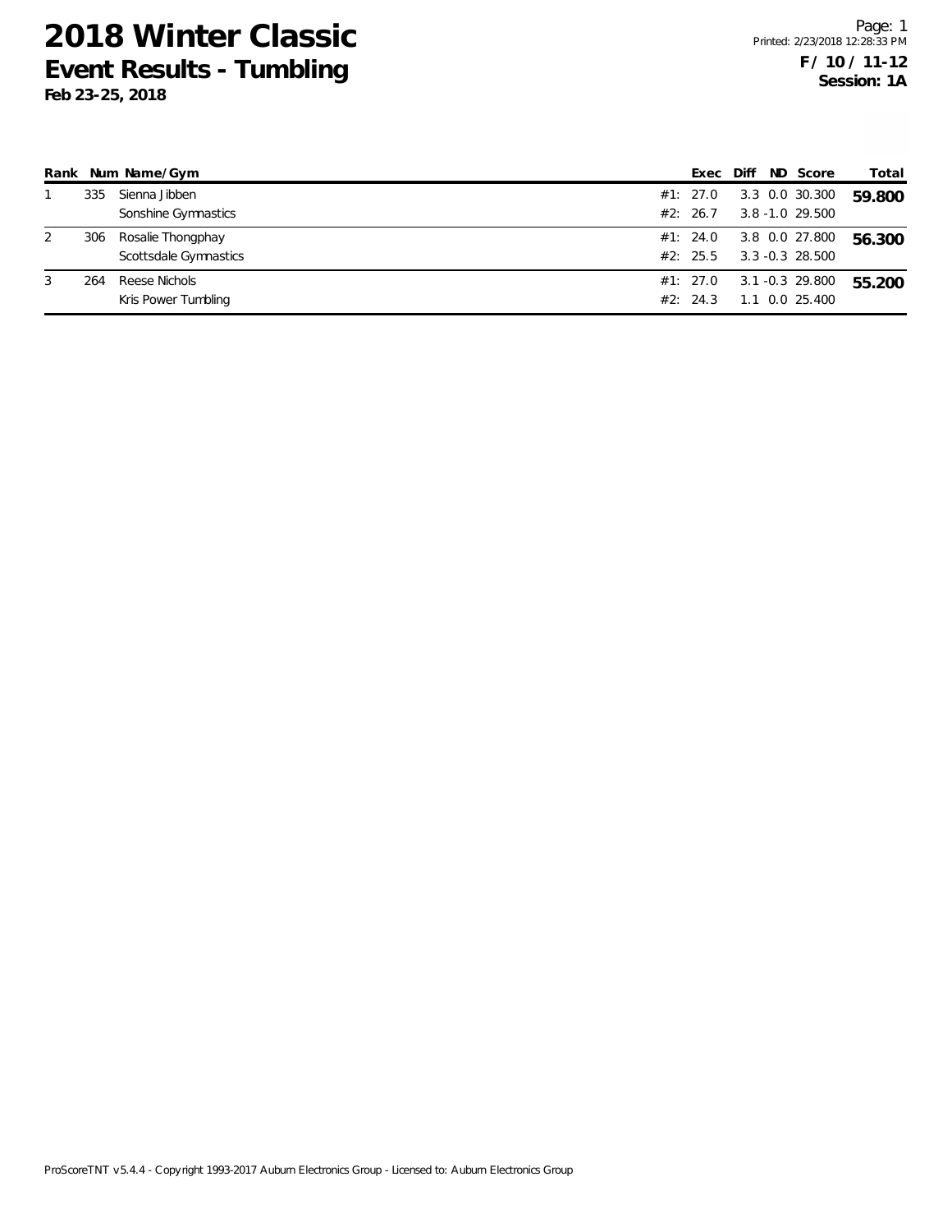# 2018 Winter Classic

## Event Results - Tumbling

**Feb 23-25, 2018**

Page: 1
Printed: 2/23/2018 12:28:33 PM

**F / 10 / 11-12**
**Session: 1A**

| Rank | Num | Name/Gym | Exec | Diff | ND | Score | Total |
|---|---|---|---|---|---|---|---|
| 1 | 335 | Sienna Jibben | #1: 27.0 | 3.3 | 0.0 | 30.300 | **59.800** |
| | | Sonshine Gymnastics | #2: 26.7 | 3.8 | -1.0 | 29.500 | |
| 2 | 306 | Rosalie Thongphay | #1: 24.0 | 3.8 | 0.0 | 27.800 | **56.300** |
| | | Scottsdale Gymnastics | #2: 25.5 | 3.3 | -0.3 | 28.500 | |
| 3 | 264 | Reese Nichols | #1: 27.0 | 3.1 | -0.3 | 29.800 | **55.200** |
| | | Kris Power Tumbling | #2: 24.3 | 1.1 | 0.0 | 25.400 | |

ProScoreTNT v5.4.4 - Copyright 1993-2017 Auburn Electronics Group - Licensed to: Auburn Electronics Group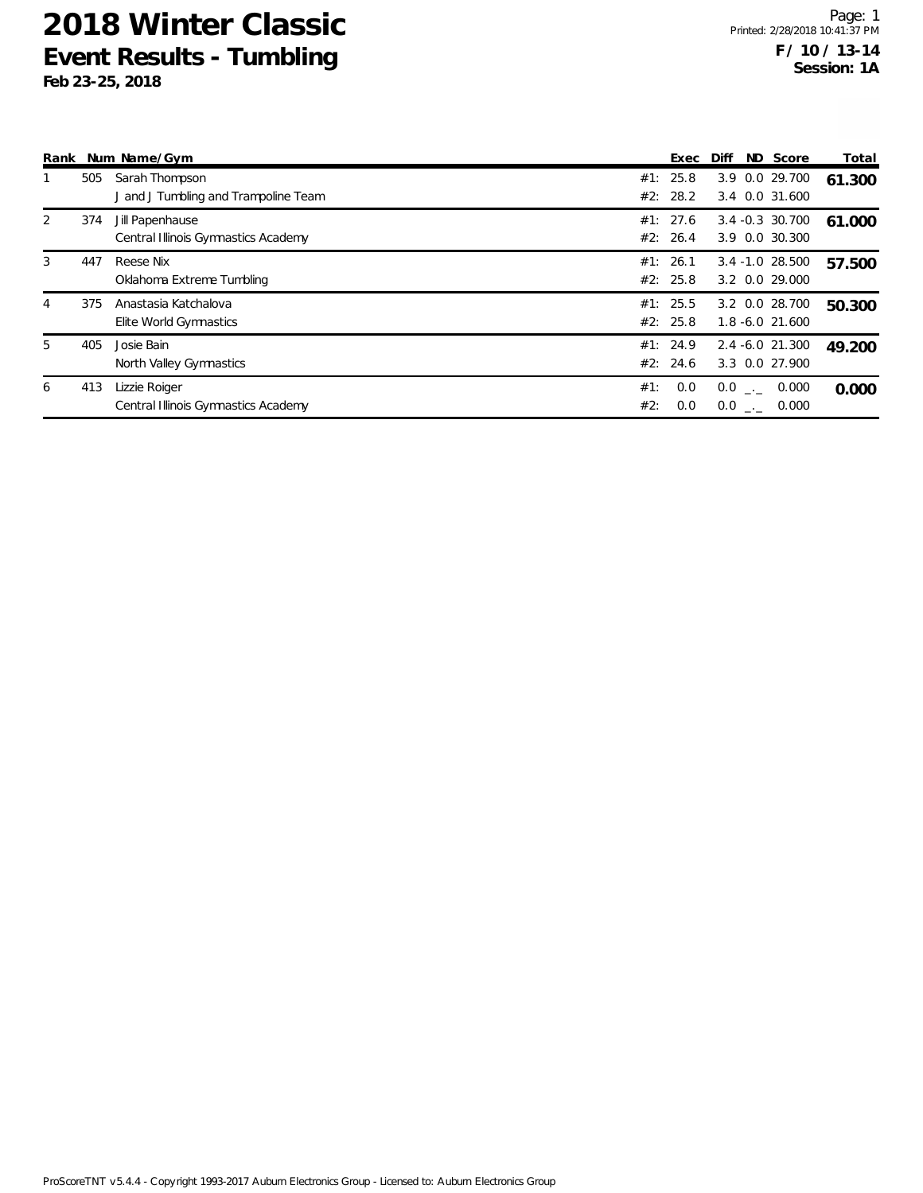# 2018 Winter Classic

## Event Results - Tumbling

**Feb 23-25, 2018**

Page: 1
Printed: 2/28/2018 10:41:37 PM

**F / 10 / 13-14**
**Session: 1A**

| Rank | Num | Name/Gym | | Exec | Diff | ND | Score | Total |
|---|---|---|---|---|---|---|---|---|
| 1 | 505 | Sarah Thompson | #1: | 25.8 | 3.9 | 0.0 | 29.700 | **61.300** |
| | | J and J Tumbling and Trampoline Team | #2: | 28.2 | 3.4 | 0.0 | 31.600 | |
| 2 | 374 | Jill Papenhause | #1: | 27.6 | 3.4 | -0.3 | 30.700 | **61.000** |
| | | Central Illinois Gymnastics Academy | #2: | 26.4 | 3.9 | 0.0 | 30.300 | |
| 3 | 447 | Reese Nix | #1: | 26.1 | 3.4 | -1.0 | 28.500 | **57.500** |
| | | Oklahoma Extreme Tumbling | #2: | 25.8 | 3.2 | 0.0 | 29.000 | |
| 4 | 375 | Anastasia Katchalova | #1: | 25.5 | 3.2 | 0.0 | 28.700 | **50.300** |
| | | Elite World Gymnastics | #2: | 25.8 | 1.8 | -6.0 | 21.600 | |
| 5 | 405 | Josie Bain | #1: | 24.9 | 2.4 | -6.0 | 21.300 | **49.200** |
| | | North Valley Gymnastics | #2: | 24.6 | 3.3 | 0.0 | 27.900 | |
| 6 | 413 | Lizzie Roiger | #1: | 0.0 | 0.0 | _._ | 0.000 | **0.000** |
| | | Central Illinois Gymnastics Academy | #2: | 0.0 | 0.0 | _._ | 0.000 | |

ProScoreTNT v5.4.4 - Copyright 1993-2017 Auburn Electronics Group - Licensed to: Auburn Electronics Group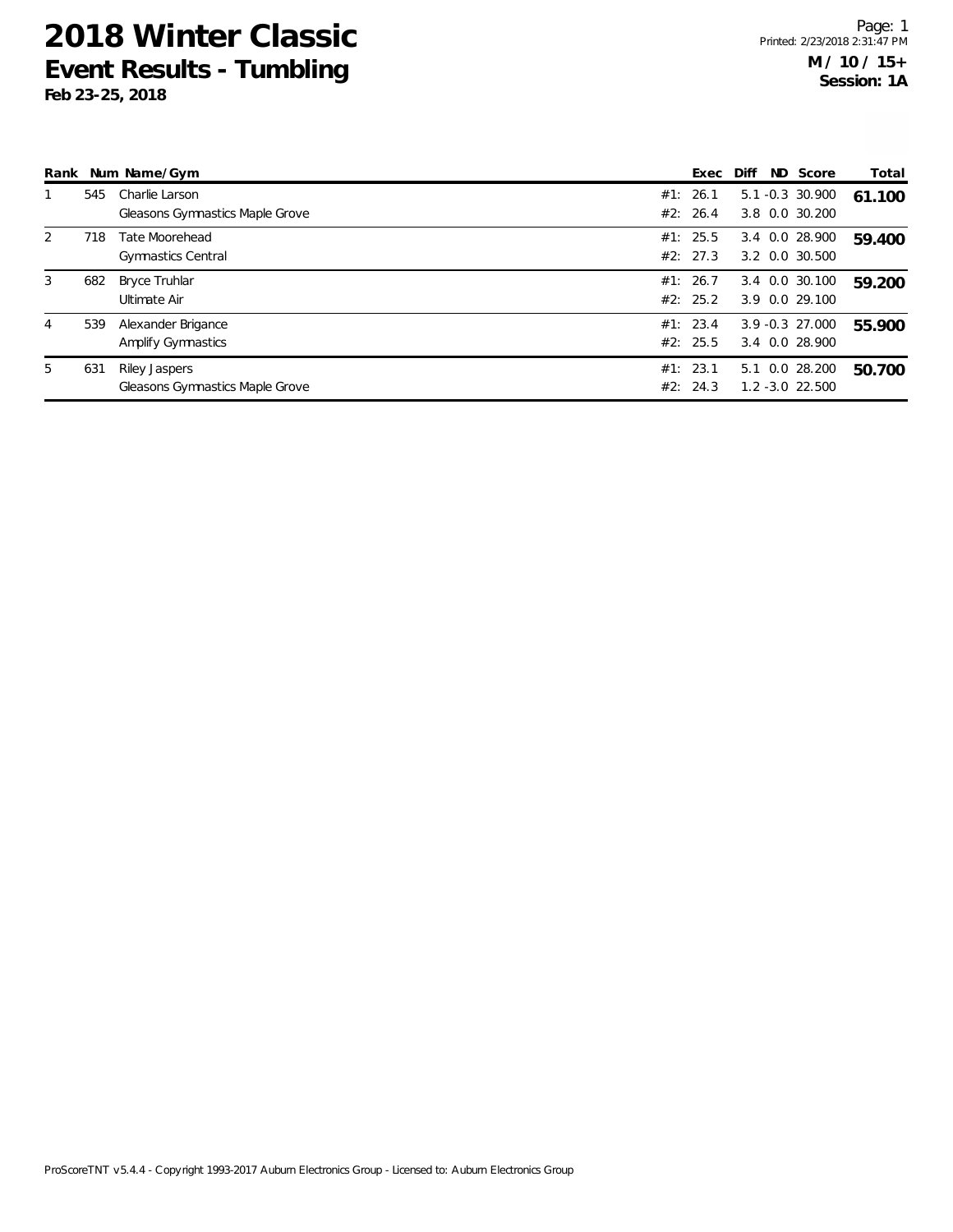# 2018 Winter Classic

## Event Results - Tumbling

**Feb 23-25, 2018**

**M / 10 / 15+**
**Session: 1A**

| Rank | Num | Name/Gym | | Exec | Diff | ND | Score | Total |
|---|---|---|---|---|---|---|---|---|
| 1 | 545 | Charlie Larson | #1: | 26.1 | 5.1 | -0.3 | 30.900 | **61.100** |
| | | Gleasons Gymnastics Maple Grove | #2: | 26.4 | 3.8 | 0.0 | 30.200 | |
| 2 | 718 | Tate Moorehead | #1: | 25.5 | 3.4 | 0.0 | 28.900 | **59.400** |
| | | Gymnastics Central | #2: | 27.3 | 3.2 | 0.0 | 30.500 | |
| 3 | 682 | Bryce Truhlar | #1: | 26.7 | 3.4 | 0.0 | 30.100 | **59.200** |
| | | Ultimate Air | #2: | 25.2 | 3.9 | 0.0 | 29.100 | |
| 4 | 539 | Alexander Brigance | #1: | 23.4 | 3.9 | -0.3 | 27.000 | **55.900** |
| | | Amplify Gymnastics | #2: | 25.5 | 3.4 | 0.0 | 28.900 | |
| 5 | 631 | Riley Jaspers | #1: | 23.1 | 5.1 | 0.0 | 28.200 | **50.700** |
| | | Gleasons Gymnastics Maple Grove | #2: | 24.3 | 1.2 | -3.0 | 22.500 | |

ProScoreTNT v5.4.4 - Copyright 1993-2017 Auburn Electronics Group - Licensed to: Auburn Electronics Group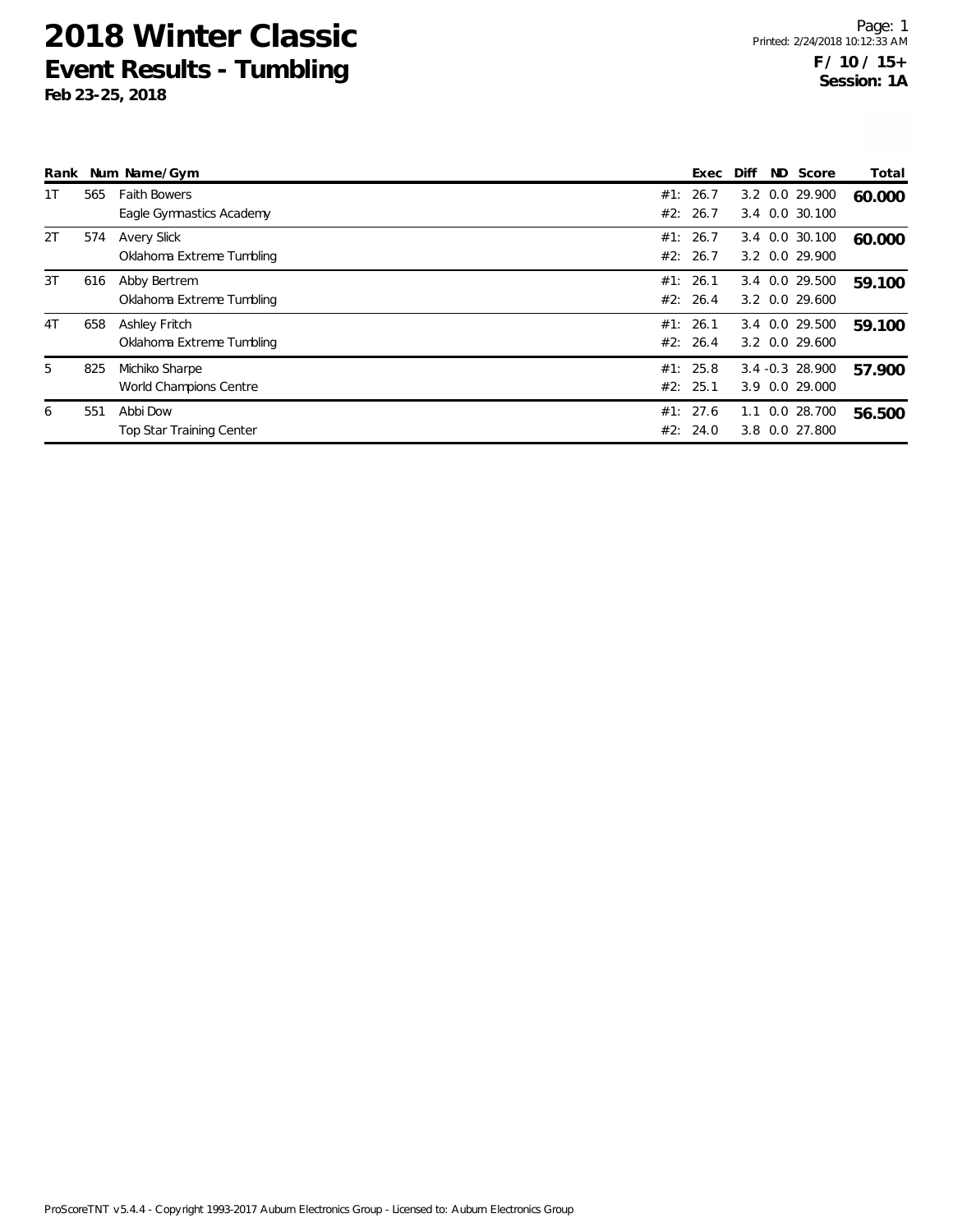# 2018 Winter Classic

## Event Results - Tumbling

**Feb 23-25, 2018**

Page: 1
Printed: 2/24/2018 10:12:33 AM

**F / 10 / 15+**
**Session: 1A**

| Rank | Num | Name/Gym | | Exec | Diff | ND | Score | Total |
|---|---|---|---|---|---|---|---|---|
| 1T | 565 | Faith Bowers | #1: | 26.7 | 3.2 | 0.0 | 29.900 | **60.000** |
| | | Eagle Gymnastics Academy | #2: | 26.7 | 3.4 | 0.0 | 30.100 | |
| 2T | 574 | Avery Slick | #1: | 26.7 | 3.4 | 0.0 | 30.100 | **60.000** |
| | | Oklahoma Extreme Tumbling | #2: | 26.7 | 3.2 | 0.0 | 29.900 | |
| 3T | 616 | Abby Bertrem | #1: | 26.1 | 3.4 | 0.0 | 29.500 | **59.100** |
| | | Oklahoma Extreme Tumbling | #2: | 26.4 | 3.2 | 0.0 | 29.600 | |
| 4T | 658 | Ashley Fritch | #1: | 26.1 | 3.4 | 0.0 | 29.500 | **59.100** |
| | | Oklahoma Extreme Tumbling | #2: | 26.4 | 3.2 | 0.0 | 29.600 | |
| 5 | 825 | Michiko Sharpe | #1: | 25.8 | 3.4 | -0.3 | 28.900 | **57.900** |
| | | World Champions Centre | #2: | 25.1 | 3.9 | 0.0 | 29.000 | |
| 6 | 551 | Abbi Dow | #1: | 27.6 | 1.1 | 0.0 | 28.700 | **56.500** |
| | | Top Star Training Center | #2: | 24.0 | 3.8 | 0.0 | 27.800 | |

ProScoreTNT v5.4.4 - Copyright 1993-2017 Auburn Electronics Group - Licensed to: Auburn Electronics Group